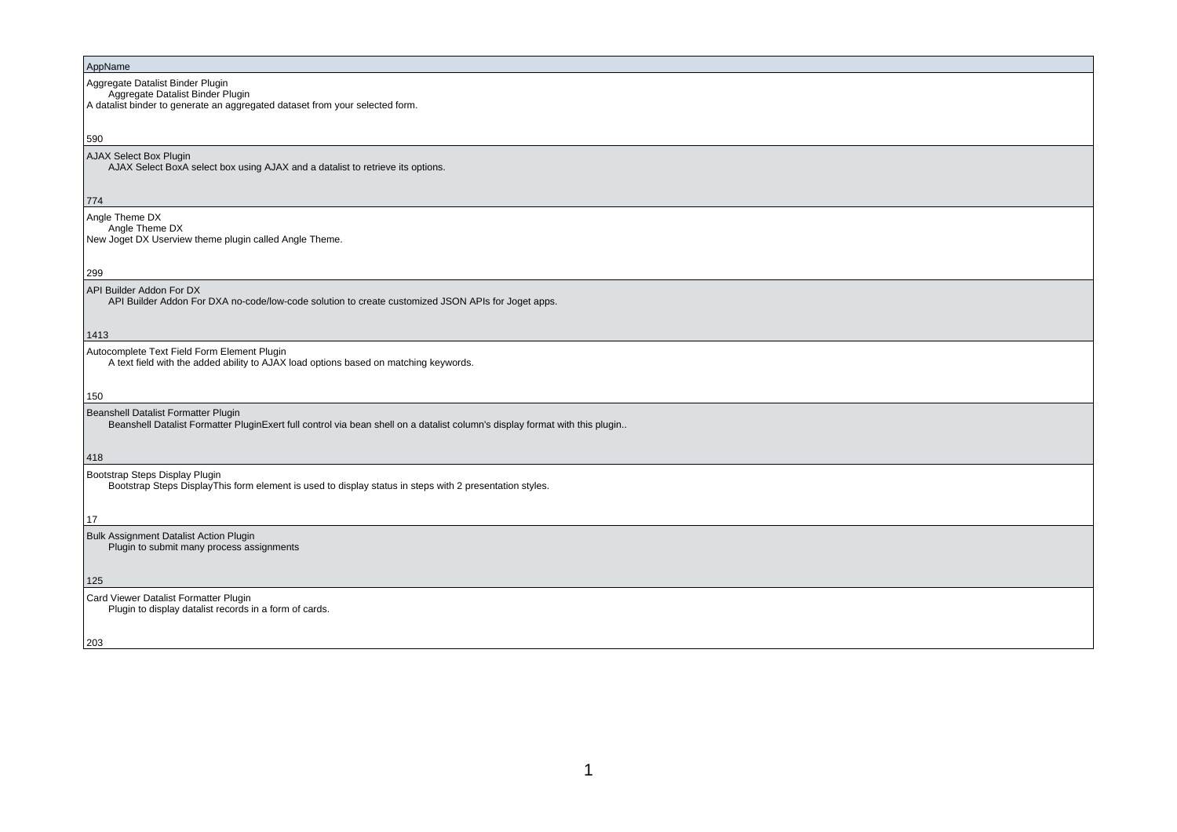| AppName |
| --- |
| Aggregate Datalist Binder Plugin<br>Aggregate Datalist Binder Plugin<br>A datalist binder to generate an aggregated dataset from your selected form.<br><br>590 |
| AJAX Select Box Plugin<br>AJAX Select BoxA select box using AJAX and a datalist to retrieve its options.<br><br>774 |
| Angle Theme DX<br>Angle Theme DX<br>New Joget DX Userview theme plugin called Angle Theme.<br><br>299 |
| API Builder Addon For DX<br>API Builder Addon For DXA no-code/low-code solution to create customized JSON APIs for Joget apps.<br><br>1413 |
| Autocomplete Text Field Form Element Plugin<br>A text field with the added ability to AJAX load options based on matching keywords.<br><br>150 |
| Beanshell Datalist Formatter Plugin<br>Beanshell Datalist Formatter PluginExert full control via bean shell on a datalist column's display format with this plugin..<br><br>418 |
| Bootstrap Steps Display Plugin<br>Bootstrap Steps DisplayThis form element is used to display status in steps with 2 presentation styles.<br><br>17 |
| Bulk Assignment Datalist Action Plugin<br>Plugin to submit many process assignments<br><br>125 |
| Card Viewer Datalist Formatter Plugin<br>Plugin to display datalist records in a form of cards.<br><br>203 |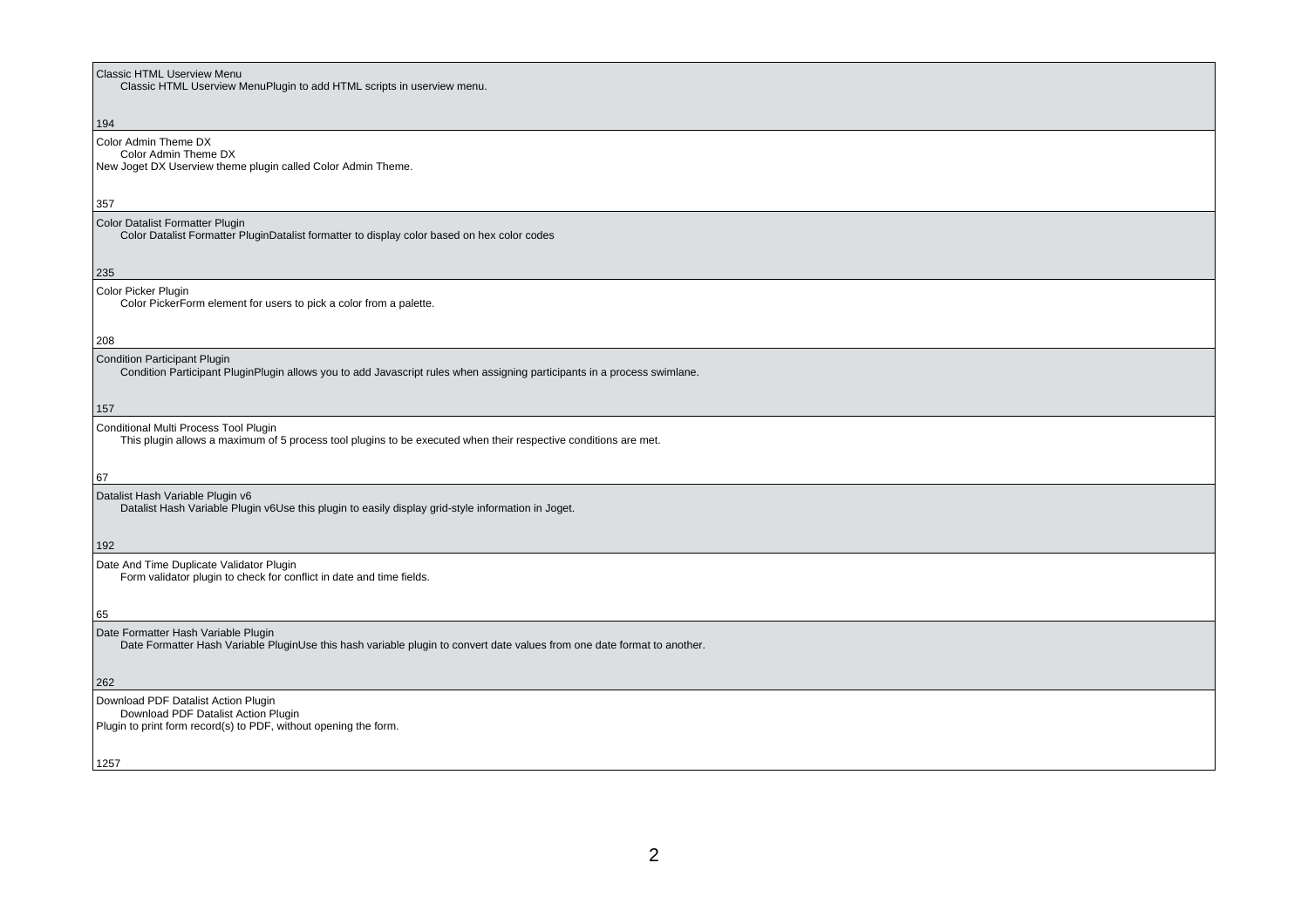Classic HTML Userview Menu
Classic HTML Userview MenuPlugin to add HTML scripts in userview menu.

194

Color Admin Theme DX
Color Admin Theme DX
New Joget DX Userview theme plugin called Color Admin Theme.

357

Color Datalist Formatter Plugin
Color Datalist Formatter PluginDatalist formatter to display color based on hex color codes

235

Color Picker Plugin
Color PickerForm element for users to pick a color from a palette.

208

Condition Participant Plugin
Condition Participant PluginPlugin allows you to add Javascript rules when assigning participants in a process swimlane.

157

Conditional Multi Process Tool Plugin
This plugin allows a maximum of 5 process tool plugins to be executed when their respective conditions are met.

67

Datalist Hash Variable Plugin v6
Datalist Hash Variable Plugin v6Use this plugin to easily display grid-style information in Joget.

192

Date And Time Duplicate Validator Plugin
Form validator plugin to check for conflict in date and time fields.

65

Date Formatter Hash Variable Plugin
Date Formatter Hash Variable PluginUse this hash variable plugin to convert date values from one date format to another.

262

Download PDF Datalist Action Plugin
Download PDF Datalist Action Plugin
Plugin to print form record(s) to PDF, without opening the form.

1257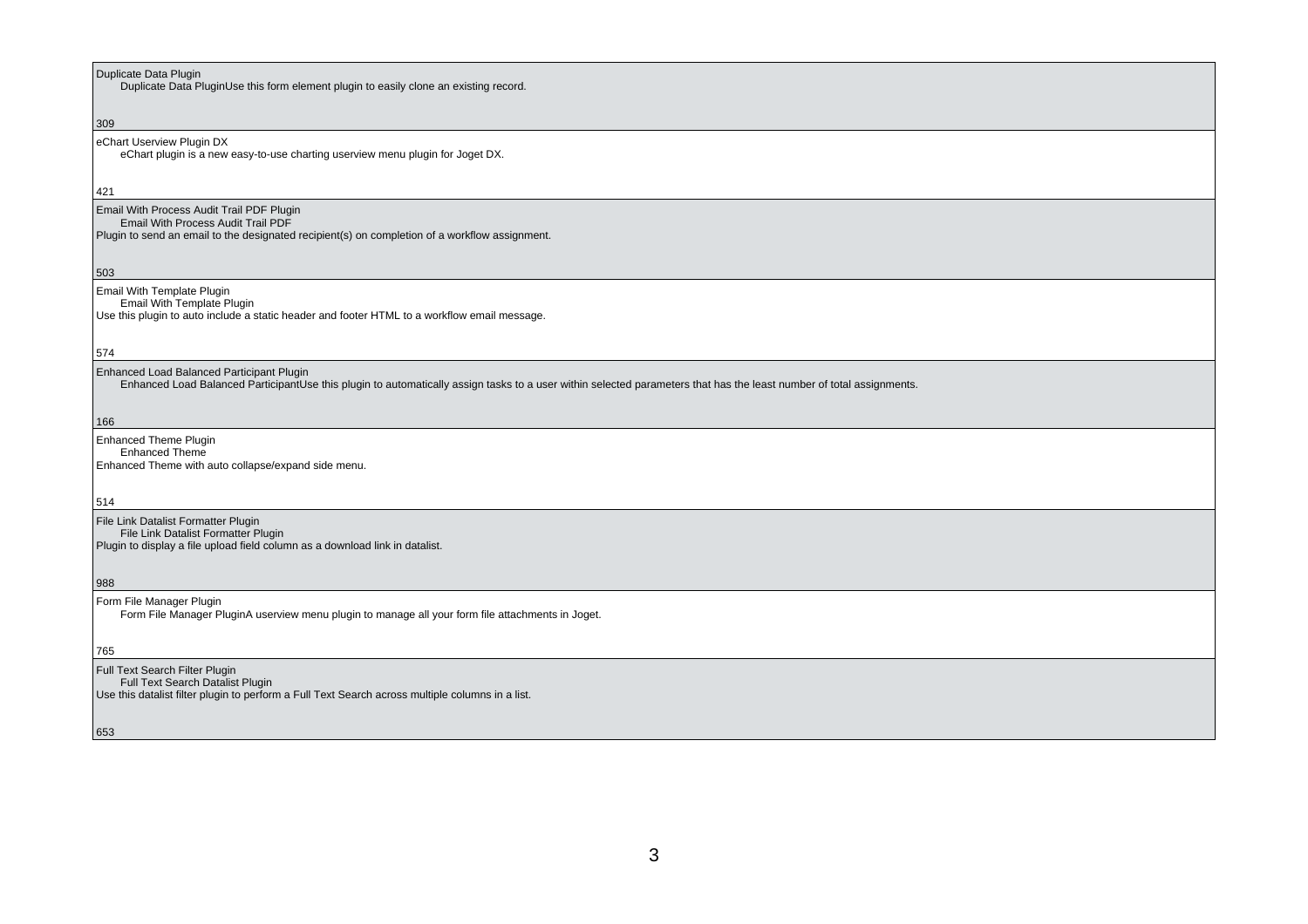Duplicate Data Plugin
    Duplicate Data PluginUse this form element plugin to easily clone an existing record.

309

eChart Userview Plugin DX
    eChart plugin is a new easy-to-use charting userview menu plugin for Joget DX.

421

Email With Process Audit Trail PDF Plugin
    Email With Process Audit Trail PDF
Plugin to send an email to the designated recipient(s) on completion of a workflow assignment.

503

Email With Template Plugin
    Email With Template Plugin
Use this plugin to auto include a static header and footer HTML to a workflow email message.

574

Enhanced Load Balanced Participant Plugin
    Enhanced Load Balanced ParticipantUse this plugin to automatically assign tasks to a user within selected parameters that has the least number of total assignments.

166

Enhanced Theme Plugin
    Enhanced Theme
Enhanced Theme with auto collapse/expand side menu.

514

File Link Datalist Formatter Plugin
    File Link Datalist Formatter Plugin
Plugin to display a file upload field column as a download link in datalist.

988

Form File Manager Plugin
    Form File Manager PluginA userview menu plugin to manage all your form file attachments in Joget.

765

Full Text Search Filter Plugin
    Full Text Search Datalist Plugin
Use this datalist filter plugin to perform a Full Text Search across multiple columns in a list.

653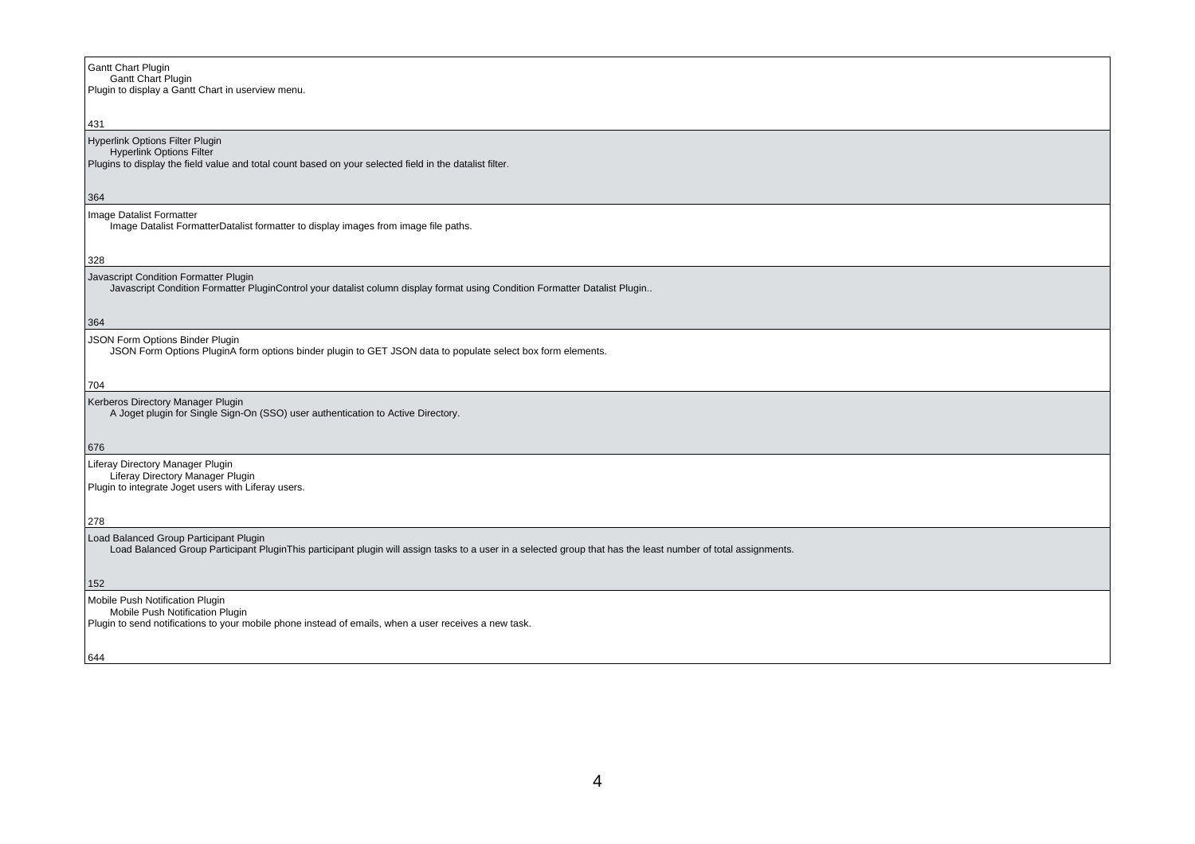| |
|---|
| Gantt Chart Plugin<br>Gantt Chart Plugin<br>Plugin to display a Gantt Chart in userview menu.<br><br>431 |
| Hyperlink Options Filter Plugin<br>Hyperlink Options Filter<br>Plugins to display the field value and total count based on your selected field in the datalist filter.<br><br>364 |
| Image Datalist Formatter<br>Image Datalist FormatterDatalist formatter to display images from image file paths.<br><br>328 |
| Javascript Condition Formatter Plugin<br>Javascript Condition Formatter PluginControl your datalist column display format using Condition Formatter Datalist Plugin..<br><br>364 |
| JSON Form Options Binder Plugin<br>JSON Form Options PluginA form options binder plugin to GET JSON data to populate select box form elements.<br><br>704 |
| Kerberos Directory Manager Plugin<br>A Joget plugin for Single Sign-On (SSO) user authentication to Active Directory.<br><br>676 |
| Liferay Directory Manager Plugin<br>Liferay Directory Manager Plugin<br>Plugin to integrate Joget users with Liferay users.<br><br>278 |
| Load Balanced Group Participant Plugin<br>Load Balanced Group Participant PluginThis participant plugin will assign tasks to a user in a selected group that has the least number of total assignments.<br><br>152 |
| Mobile Push Notification Plugin<br>Mobile Push Notification Plugin<br>Plugin to send notifications to your mobile phone instead of emails, when a user receives a new task.<br><br>644 |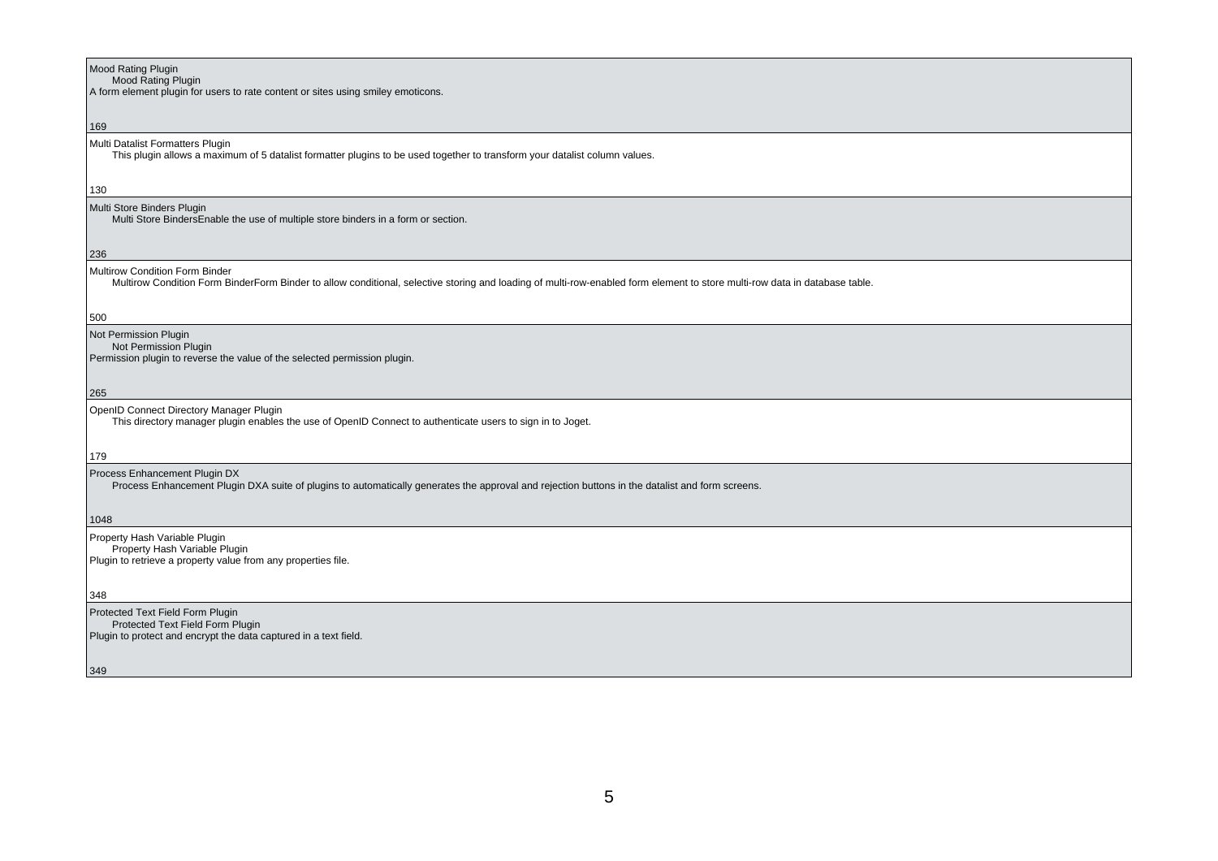Mood Rating Plugin
Mood Rating Plugin
A form element plugin for users to rate content or sites using smiley emoticons.

169

Multi Datalist Formatters Plugin
This plugin allows a maximum of 5 datalist formatter plugins to be used together to transform your datalist column values.

130

Multi Store Binders Plugin
Multi Store BindersEnable the use of multiple store binders in a form or section.

236

Multirow Condition Form Binder
Multirow Condition Form BinderForm Binder to allow conditional, selective storing and loading of multi-row-enabled form element to store multi-row data in database table.

500

Not Permission Plugin
Not Permission Plugin
Permission plugin to reverse the value of the selected permission plugin.

265

OpenID Connect Directory Manager Plugin
This directory manager plugin enables the use of OpenID Connect to authenticate users to sign in to Joget.

179

Process Enhancement Plugin DX
Process Enhancement Plugin DXA suite of plugins to automatically generates the approval and rejection buttons in the datalist and form screens.

1048

Property Hash Variable Plugin
Property Hash Variable Plugin
Plugin to retrieve a property value from any properties file.

348

Protected Text Field Form Plugin
Protected Text Field Form Plugin
Plugin to protect and encrypt the data captured in a text field.

349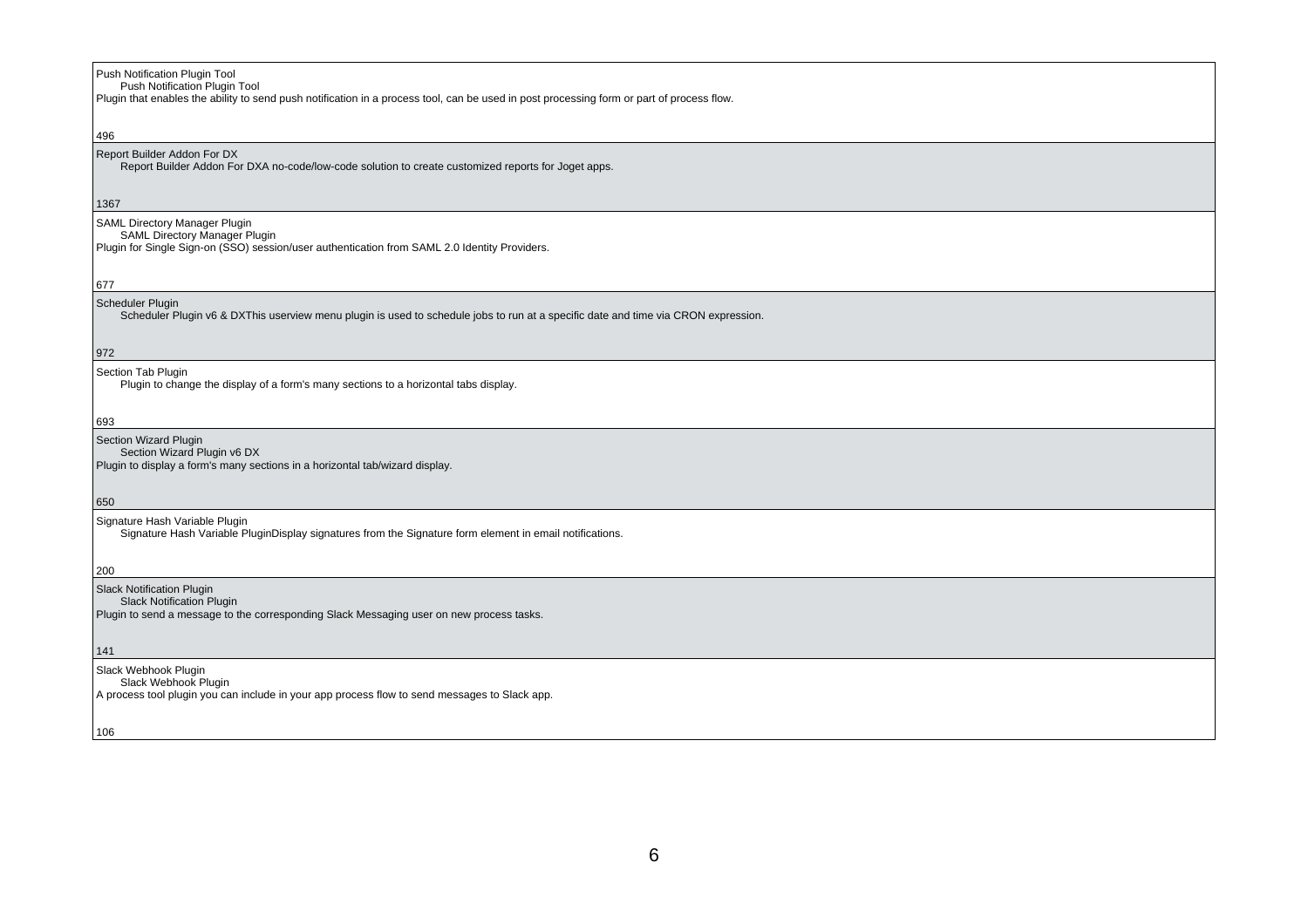Push Notification Plugin Tool
Push Notification Plugin Tool
Plugin that enables the ability to send push notification in a process tool, can be used in post processing form or part of process flow.

496

Report Builder Addon For DX
Report Builder Addon For DXA no-code/low-code solution to create customized reports for Joget apps.

1367

SAML Directory Manager Plugin
SAML Directory Manager Plugin
Plugin for Single Sign-on (SSO) session/user authentication from SAML 2.0 Identity Providers.

677

Scheduler Plugin
Scheduler Plugin v6 & DXThis userview menu plugin is used to schedule jobs to run at a specific date and time via CRON expression.

972

Section Tab Plugin
Plugin to change the display of a form's many sections to a horizontal tabs display.

693

Section Wizard Plugin
Section Wizard Plugin v6 DX
Plugin to display a form's many sections in a horizontal tab/wizard display.

650

Signature Hash Variable Plugin
Signature Hash Variable PluginDisplay signatures from the Signature form element in email notifications.

200

Slack Notification Plugin
Slack Notification Plugin
Plugin to send a message to the corresponding Slack Messaging user on new process tasks.

141

Slack Webhook Plugin
Slack Webhook Plugin
A process tool plugin you can include in your app process flow to send messages to Slack app.

106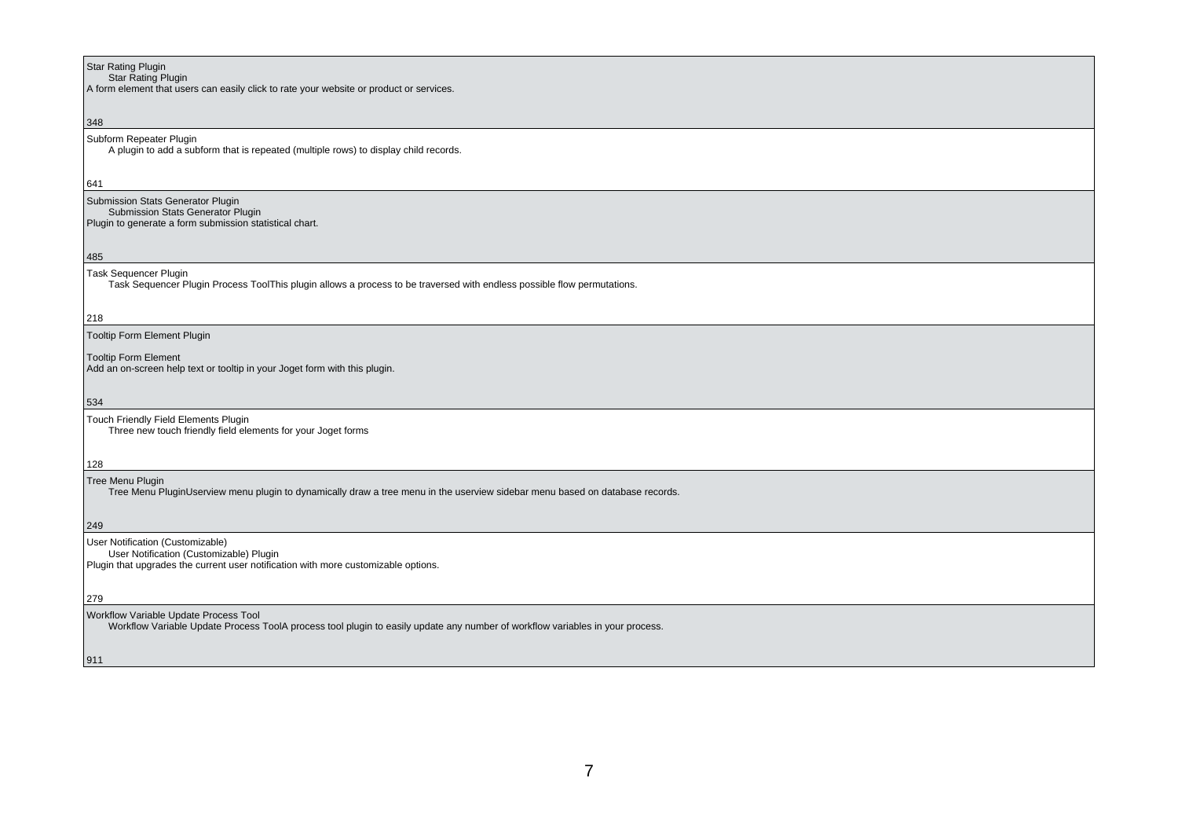Star Rating Plugin
    Star Rating Plugin
A form element that users can easily click to rate your website or product or services.

348

Subform Repeater Plugin
    A plugin to add a subform that is repeated (multiple rows) to display child records.

641

Submission Stats Generator Plugin
    Submission Stats Generator Plugin
Plugin to generate a form submission statistical chart.

485

Task Sequencer Plugin
    Task Sequencer Plugin Process ToolThis plugin allows a process to be traversed with endless possible flow permutations.

218

Tooltip Form Element Plugin

Tooltip Form Element
Add an on-screen help text or tooltip in your Joget form with this plugin.

534

Touch Friendly Field Elements Plugin
    Three new touch friendly field elements for your Joget forms

128

Tree Menu Plugin
    Tree Menu PluginUserview menu plugin to dynamically draw a tree menu in the userview sidebar menu based on database records.

249

User Notification (Customizable)
    User Notification (Customizable) Plugin
Plugin that upgrades the current user notification with more customizable options.

279

Workflow Variable Update Process Tool
    Workflow Variable Update Process ToolA process tool plugin to easily update any number of workflow variables in your process.

911